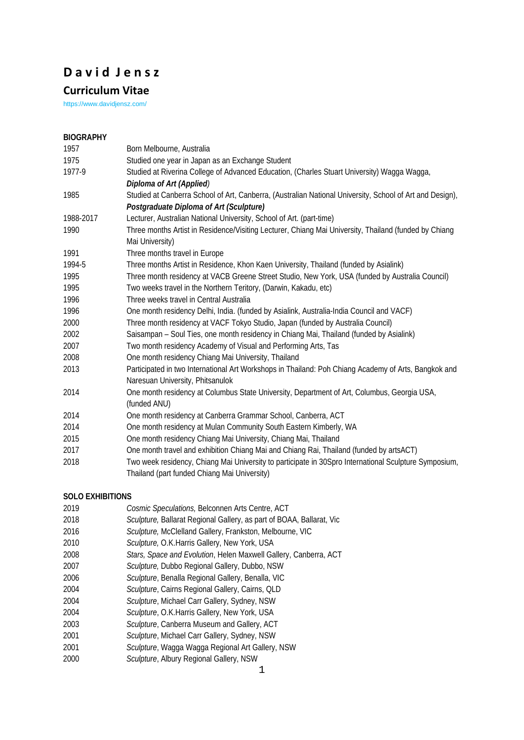# D a v i d J e n s z

## Curriculum Vitae

https://www.davidjensz.com/

**BIOGRAPHY**

| | |
|---|---|
| 1957 | Born Melbourne, Australia |
| 1975 | Studied one year in Japan as an Exchange Student |
| 1977-9 | Studied at Riverina College of Advanced Education, (Charles Stuart University) Wagga Wagga, ***Diploma of Art (Applied)*** |
| 1985 | Studied at Canberra School of Art, Canberra, (Australian National University, School of Art and Design), ***Postgraduate Diploma of Art (Sculpture)*** |
| 1988-2017 | Lecturer, Australian National University, School of Art. (part-time) |
| 1990 | Three months Artist in Residence/Visiting Lecturer, Chiang Mai University, Thailand (funded by Chiang Mai University) |
| 1991 | Three months travel in Europe |
| 1994-5 | Three months Artist in Residence, Khon Kaen University, Thailand (funded by Asialink) |
| 1995 | Three month residency at VACB Greene Street Studio, New York, USA (funded by Australia Council) |
| 1995 | Two weeks travel in the Northern Teritory, (Darwin, Kakadu, etc) |
| 1996 | Three weeks travel in Central Australia |
| 1996 | One month residency Delhi, India. (funded by Asialink, Australia-India Council and VACF) |
| 2000 | Three month residency at VACF Tokyo Studio, Japan (funded by Australia Council) |
| 2002 | Saisampan – Soul Ties, one month residency in Chiang Mai, Thailand (funded by Asialink) |
| 2007 | Two month residency Academy of Visual and Performing Arts, Tas |
| 2008 | One month residency Chiang Mai University, Thailand |
| 2013 | Participated in two International Art Workshops in Thailand: Poh Chiang Academy of Arts, Bangkok and Naresuan University, Phitsanulok |
| 2014 | One month residency at Columbus State University, Department of Art, Columbus, Georgia USA, (funded ANU) |
| 2014 | One month residency at Canberra Grammar School, Canberra, ACT |
| 2014 | One month residency at Mulan Community South Eastern Kimberly, WA |
| 2015 | One month residency Chiang Mai University, Chiang Mai, Thailand |
| 2017 | One month travel and exhibition Chiang Mai and Chiang Rai, Thailand (funded by artsACT) |
| 2018 | Two week residency, Chiang Mai University to participate in 30Spro International Sculpture Symposium, Thailand (part funded Chiang Mai University) |

**SOLO EXHIBITIONS**

| | |
|---|---|
| 2019 | *Cosmic Speculations,* Belconnen Arts Centre, ACT |
| 2018 | *Sculpture,* Ballarat Regional Gallery, as part of BOAA, Ballarat, Vic |
| 2016 | *Sculpture,* McClelland Gallery, Frankston, Melbourne, VIC |
| 2010 | *Sculpture,* O.K.Harris Gallery, New York, USA |
| 2008 | *Stars, Space and Evolution*, Helen Maxwell Gallery, Canberra, ACT |
| 2007 | *Sculpture,* Dubbo Regional Gallery, Dubbo, NSW |
| 2006 | *Sculpture*, Benalla Regional Gallery, Benalla, VIC |
| 2004 | *Sculpture*, Cairns Regional Gallery, Cairns, QLD |
| 2004 | *Sculpture*, Michael Carr Gallery, Sydney, NSW |
| 2004 | *Sculpture*, O.K.Harris Gallery, New York, USA |
| 2003 | *Sculpture*, Canberra Museum and Gallery, ACT |
| 2001 | *Sculpture*, Michael Carr Gallery, Sydney, NSW |
| 2001 | *Sculpture*, Wagga Wagga Regional Art Gallery, NSW |
| 2000 | *Sculpture*, Albury Regional Gallery, NSW |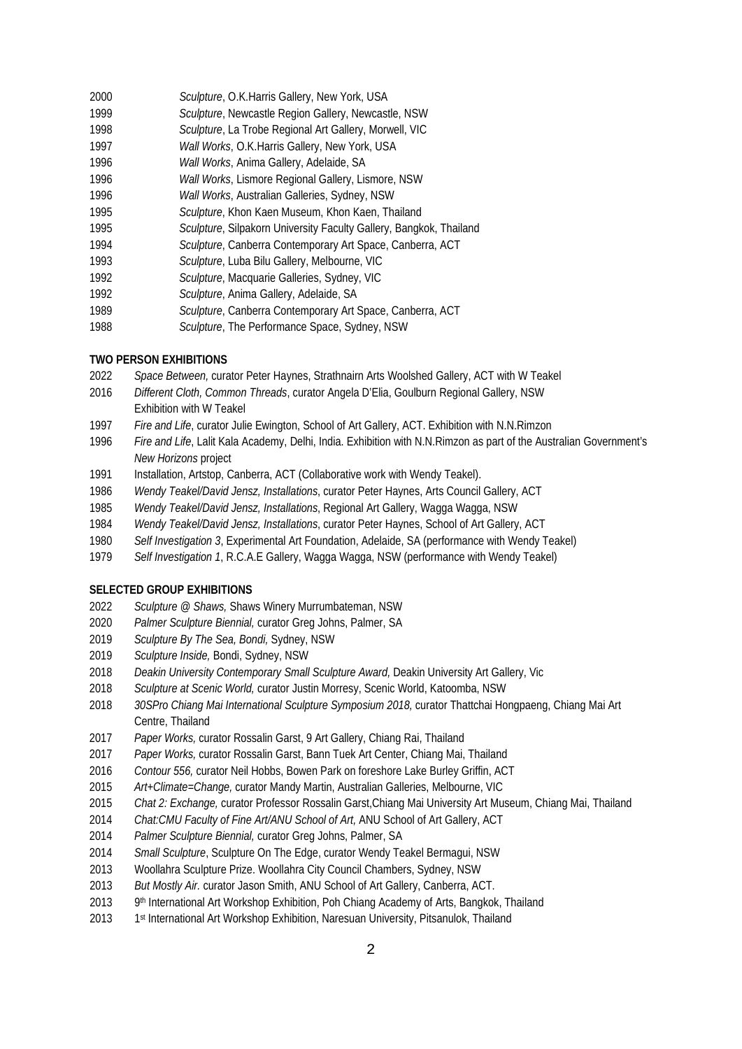2000 *Sculpture*, O.K.Harris Gallery, New York, USA
1999 *Sculpture*, Newcastle Region Gallery, Newcastle, NSW
1998 *Sculpture*, La Trobe Regional Art Gallery, Morwell, VIC
1997 *Wall Works*, O.K.Harris Gallery, New York, USA
1996 *Wall Works*, Anima Gallery, Adelaide, SA
1996 *Wall Works*, Lismore Regional Gallery, Lismore, NSW
1996 *Wall Works*, Australian Galleries, Sydney, NSW
1995 *Sculpture*, Khon Kaen Museum, Khon Kaen, Thailand
1995 *Sculpture*, Silpakorn University Faculty Gallery, Bangkok, Thailand
1994 *Sculpture*, Canberra Contemporary Art Space, Canberra, ACT
1993 *Sculpture*, Luba Bilu Gallery, Melbourne, VIC
1992 *Sculpture*, Macquarie Galleries, Sydney, VIC
1992 *Sculpture*, Anima Gallery, Adelaide, SA
1989 *Sculpture*, Canberra Contemporary Art Space, Canberra, ACT
1988 *Sculpture*, The Performance Space, Sydney, NSW

**TWO PERSON EXHIBITIONS**

2022 *Space Between,* curator Peter Haynes, Strathnairn Arts Woolshed Gallery, ACT with W Teakel
2016 *Different Cloth, Common Threads*, curator Angela D'Elia, Goulburn Regional Gallery, NSW Exhibition with W Teakel
1997 *Fire and Life*, curator Julie Ewington, School of Art Gallery, ACT. Exhibition with N.N.Rimzon
1996 *Fire and Life*, Lalit Kala Academy, Delhi, India. Exhibition with N.N.Rimzon as part of the Australian Government's *New Horizons* project
1991 Installation, Artstop, Canberra, ACT (Collaborative work with Wendy Teakel).
1986 *Wendy Teakel/David Jensz, Installations*, curator Peter Haynes, Arts Council Gallery, ACT
1985 *Wendy Teakel/David Jensz, Installations*, Regional Art Gallery, Wagga Wagga, NSW
1984 *Wendy Teakel/David Jensz, Installations*, curator Peter Haynes, School of Art Gallery, ACT
1980 *Self Investigation 3*, Experimental Art Foundation, Adelaide, SA (performance with Wendy Teakel)
1979 *Self Investigation 1*, R.C.A.E Gallery, Wagga Wagga, NSW (performance with Wendy Teakel)

**SELECTED GROUP EXHIBITIONS**

2022 *Sculpture @ Shaws,* Shaws Winery Murrumbateman, NSW
2020 *Palmer Sculpture Biennial,* curator Greg Johns, Palmer, SA
2019 *Sculpture By The Sea, Bondi,* Sydney, NSW
2019 *Sculpture Inside,* Bondi, Sydney, NSW
2018 *Deakin University Contemporary Small Sculpture Award,* Deakin University Art Gallery, Vic
2018 *Sculpture at Scenic World,* curator Justin Morresy, Scenic World, Katoomba, NSW
2018 *30SPro Chiang Mai International Sculpture Symposium 2018,* curator Thattchai Hongpaeng, Chiang Mai Art Centre, Thailand
2017 *Paper Works,* curator Rossalin Garst, 9 Art Gallery, Chiang Rai, Thailand
2017 *Paper Works,* curator Rossalin Garst, Bann Tuek Art Center, Chiang Mai, Thailand
2016 *Contour 556,* curator Neil Hobbs, Bowen Park on foreshore Lake Burley Griffin, ACT
2015 *Art+Climate=Change,* curator Mandy Martin, Australian Galleries, Melbourne, VIC
2015 *Chat 2: Exchange,* curator Professor Rossalin Garst,Chiang Mai University Art Museum, Chiang Mai, Thailand
2014 *Chat:CMU Faculty of Fine Art/ANU School of Art,* ANU School of Art Gallery, ACT
2014 *Palmer Sculpture Biennial,* curator Greg Johns, Palmer, SA
2014 *Small Sculpture*, Sculpture On The Edge, curator Wendy Teakel Bermagui, NSW
2013 Woollahra Sculpture Prize. Woollahra City Council Chambers, Sydney, NSW
2013 *But Mostly Air.* curator Jason Smith, ANU School of Art Gallery, Canberra, ACT.
2013 9th International Art Workshop Exhibition, Poh Chiang Academy of Arts, Bangkok, Thailand
2013 1st International Art Workshop Exhibition, Naresuan University, Pitsanulok, Thailand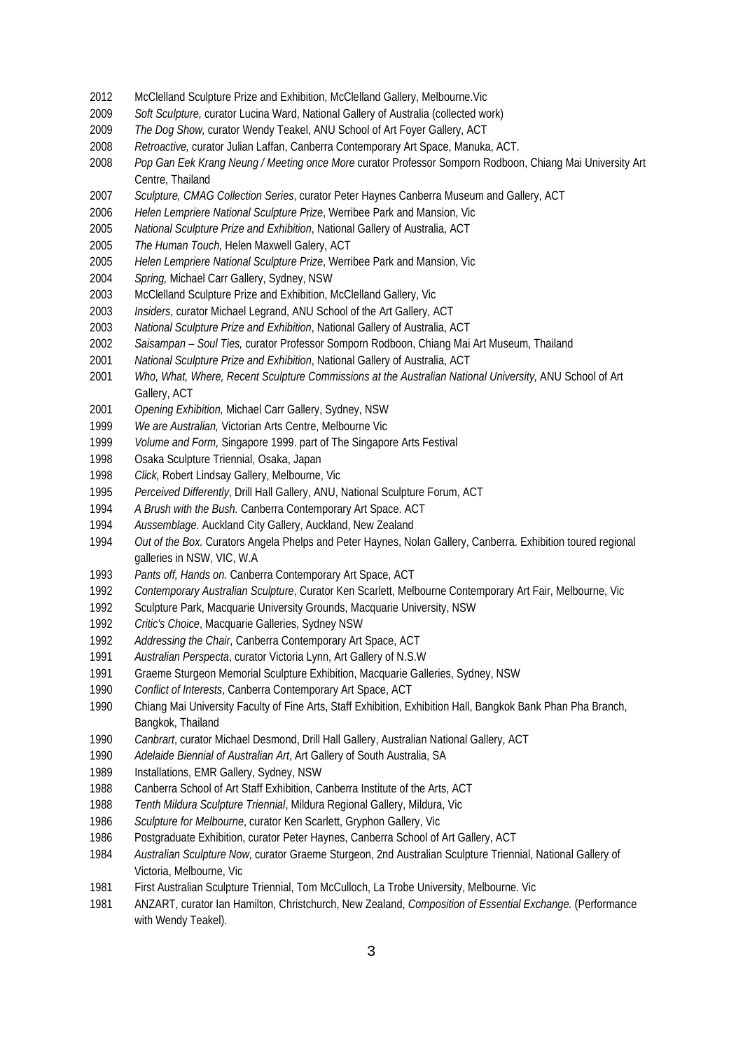2012 McClelland Sculpture Prize and Exhibition, McClelland Gallery, Melbourne.Vic
2009 *Soft Sculpture,* curator Lucina Ward, National Gallery of Australia (collected work)
2009 *The Dog Show,* curator Wendy Teakel, ANU School of Art Foyer Gallery, ACT
2008 *Retroactive,* curator Julian Laffan, Canberra Contemporary Art Space, Manuka, ACT.
2008 *Pop Gan Eek Krang Neung / Meeting once More* curator Professor Somporn Rodboon, Chiang Mai University Art Centre, Thailand
2007 *Sculpture, CMAG Collection Series*, curator Peter Haynes Canberra Museum and Gallery, ACT
2006 *Helen Lempriere National Sculpture Prize*, Werribee Park and Mansion, Vic
2005 *National Sculpture Prize and Exhibition*, National Gallery of Australia, ACT
2005 *The Human Touch,* Helen Maxwell Galery, ACT
2005 *Helen Lempriere National Sculpture Prize*, Werribee Park and Mansion, Vic
2004 *Spring,* Michael Carr Gallery, Sydney, NSW
2003 McClelland Sculpture Prize and Exhibition, McClelland Gallery, Vic
2003 *Insiders*, curator Michael Legrand, ANU School of the Art Gallery, ACT
2003 *National Sculpture Prize and Exhibition*, National Gallery of Australia, ACT
2002 *Saisampan – Soul Ties,* curator Professor Somporn Rodboon, Chiang Mai Art Museum, Thailand
2001 *National Sculpture Prize and Exhibition*, National Gallery of Australia, ACT
2001 *Who, What, Where, Recent Sculpture Commissions at the Australian National University,* ANU School of Art Gallery, ACT
2001 *Opening Exhibition,* Michael Carr Gallery, Sydney, NSW
1999 *We are Australian,* Victorian Arts Centre, Melbourne Vic
1999 *Volume and Form,* Singapore 1999. part of The Singapore Arts Festival
1998 Osaka Sculpture Triennial, Osaka, Japan
1998 *Click,* Robert Lindsay Gallery, Melbourne, Vic
1995 *Perceived Differently*, Drill Hall Gallery, ANU, National Sculpture Forum, ACT
1994 *A Brush with the Bush.* Canberra Contemporary Art Space. ACT
1994 *Aussemblage.* Auckland City Gallery, Auckland, New Zealand
1994 *Out of the Box.* Curators Angela Phelps and Peter Haynes, Nolan Gallery, Canberra. Exhibition toured regional galleries in NSW, VIC, W.A
1993 *Pants off, Hands on.* Canberra Contemporary Art Space, ACT
1992 *Contemporary Australian Sculpture*, Curator Ken Scarlett, Melbourne Contemporary Art Fair, Melbourne, Vic
1992 Sculpture Park, Macquarie University Grounds, Macquarie University, NSW
1992 *Critic's Choice*, Macquarie Galleries, Sydney NSW
1992 *Addressing the Chair*, Canberra Contemporary Art Space, ACT
1991 *Australian Perspecta*, curator Victoria Lynn, Art Gallery of N.S.W
1991 Graeme Sturgeon Memorial Sculpture Exhibition, Macquarie Galleries, Sydney, NSW
1990 *Conflict of Interests*, Canberra Contemporary Art Space, ACT
1990 Chiang Mai University Faculty of Fine Arts, Staff Exhibition, Exhibition Hall, Bangkok Bank Phan Pha Branch, Bangkok, Thailand
1990 *Canbrart*, curator Michael Desmond, Drill Hall Gallery, Australian National Gallery, ACT
1990 *Adelaide Biennial of Australian Art*, Art Gallery of South Australia, SA
1989 Installations, EMR Gallery, Sydney, NSW
1988 Canberra School of Art Staff Exhibition, Canberra Institute of the Arts, ACT
1988 *Tenth Mildura Sculpture Triennial*, Mildura Regional Gallery, Mildura, Vic
1986 *Sculpture for Melbourne*, curator Ken Scarlett, Gryphon Gallery, Vic
1986 Postgraduate Exhibition, curator Peter Haynes, Canberra School of Art Gallery, ACT
1984 *Australian Sculpture Now*, curator Graeme Sturgeon, 2nd Australian Sculpture Triennial, National Gallery of Victoria, Melbourne, Vic
1981 First Australian Sculpture Triennial, Tom McCulloch, La Trobe University, Melbourne. Vic
1981 ANZART, curator Ian Hamilton, Christchurch, New Zealand, *Composition of Essential Exchange.* (Performance with Wendy Teakel).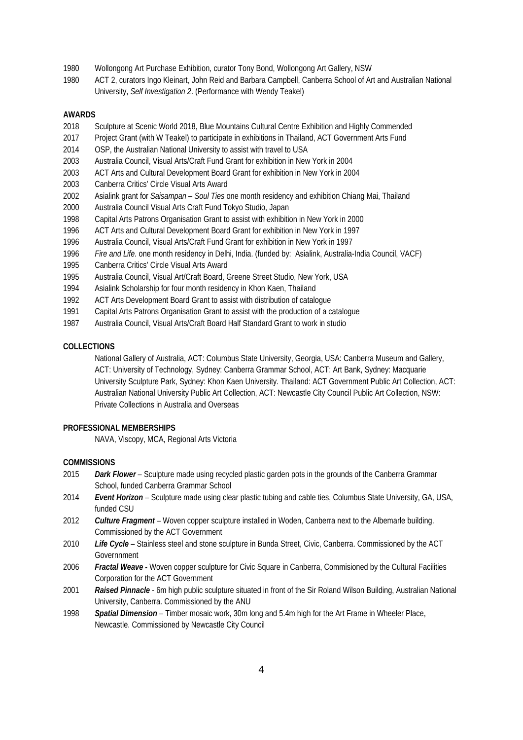1980 Wollongong Art Purchase Exhibition, curator Tony Bond, Wollongong Art Gallery, NSW

1980 ACT 2, curators Ingo Kleinart, John Reid and Barbara Campbell, Canberra School of Art and Australian National University, *Self Investigation 2*. (Performance with Wendy Teakel)

**AWARDS**

2018 Sculpture at Scenic World 2018, Blue Mountains Cultural Centre Exhibition and Highly Commended

2017 Project Grant (with W Teakel) to participate in exhibitions in Thailand, ACT Government Arts Fund

2014 OSP, the Australian National University to assist with travel to USA

2003 Australia Council, Visual Arts/Craft Fund Grant for exhibition in New York in 2004

2003 ACT Arts and Cultural Development Board Grant for exhibition in New York in 2004

2003 Canberra Critics' Circle Visual Arts Award

2002 Asialink grant for *Saisampan – Soul Ties* one month residency and exhibition Chiang Mai, Thailand

2000 Australia Council Visual Arts Craft Fund Tokyo Studio, Japan

1998 Capital Arts Patrons Organisation Grant to assist with exhibition in New York in 2000

1996 ACT Arts and Cultural Development Board Grant for exhibition in New York in 1997

1996 Australia Council, Visual Arts/Craft Fund Grant for exhibition in New York in 1997

1996 *Fire and Life.* one month residency in Delhi, India. (funded by: Asialink, Australia-India Council, VACF)

1995 Canberra Critics' Circle Visual Arts Award

1995 Australia Council, Visual Art/Craft Board, Greene Street Studio, New York, USA

1994 Asialink Scholarship for four month residency in Khon Kaen, Thailand

1992 ACT Arts Development Board Grant to assist with distribution of catalogue

1991 Capital Arts Patrons Organisation Grant to assist with the production of a catalogue

1987 Australia Council, Visual Arts/Craft Board Half Standard Grant to work in studio

**COLLECTIONS**

National Gallery of Australia, ACT: Columbus State University, Georgia, USA: Canberra Museum and Gallery, ACT: University of Technology, Sydney: Canberra Grammar School, ACT: Art Bank, Sydney: Macquarie University Sculpture Park, Sydney: Khon Kaen University. Thailand: ACT Government Public Art Collection, ACT: Australian National University Public Art Collection, ACT: Newcastle City Council Public Art Collection, NSW: Private Collections in Australia and Overseas

**PROFESSIONAL MEMBERSHIPS**

NAVA, Viscopy, MCA, Regional Arts Victoria

**COMMISSIONS**

2015 ***Dark Flower*** – Sculpture made using recycled plastic garden pots in the grounds of the Canberra Grammar School, funded Canberra Grammar School

2014 ***Event Horizon*** – Sculpture made using clear plastic tubing and cable ties, Columbus State University, GA, USA, funded CSU

2012 ***Culture Fragment*** – Woven copper sculpture installed in Woden, Canberra next to the Albemarle building. Commissioned by the ACT Government

2010 ***Life Cycle*** – Stainless steel and stone sculpture in Bunda Street, Civic, Canberra. Commissioned by the ACT Governnment

2006 ***Fractal Weave -*** Woven copper sculpture for Civic Square in Canberra, Commisioned by the Cultural Facilities Corporation for the ACT Government

2001 ***Raised Pinnacle*** - 6m high public sculpture situated in front of the Sir Roland Wilson Building, Australian National University, Canberra. Commissioned by the ANU

1998 ***Spatial Dimension*** – Timber mosaic work, 30m long and 5.4m high for the Art Frame in Wheeler Place, Newcastle. Commissioned by Newcastle City Council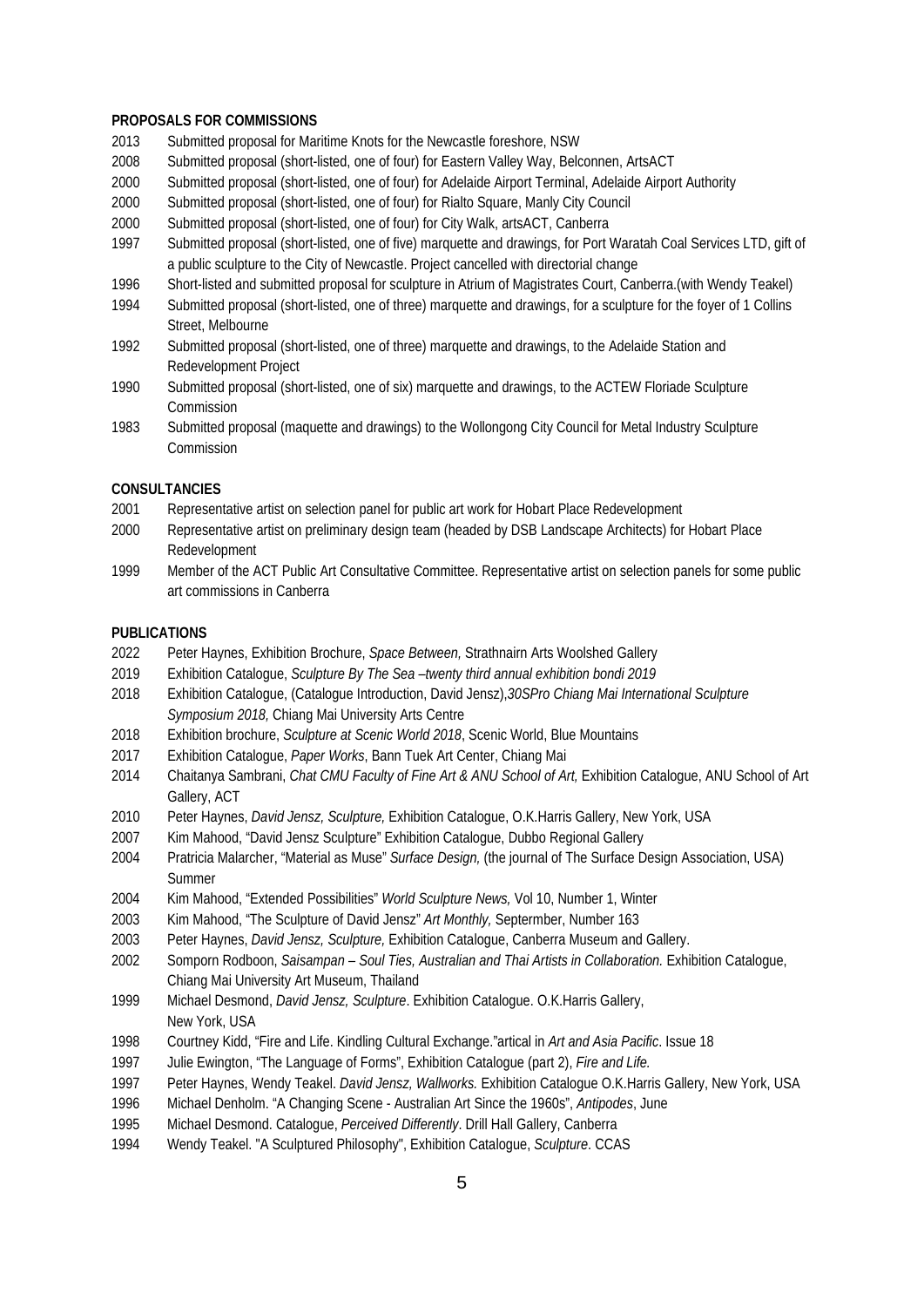**PROPOSALS FOR COMMISSIONS**

2013 Submitted proposal for Maritime Knots for the Newcastle foreshore, NSW

2008 Submitted proposal (short-listed, one of four) for Eastern Valley Way, Belconnen, ArtsACT

2000 Submitted proposal (short-listed, one of four) for Adelaide Airport Terminal, Adelaide Airport Authority

2000 Submitted proposal (short-listed, one of four) for Rialto Square, Manly City Council

2000 Submitted proposal (short-listed, one of four) for City Walk, artsACT, Canberra

1997 Submitted proposal (short-listed, one of five) marquette and drawings, for Port Waratah Coal Services LTD, gift of a public sculpture to the City of Newcastle. Project cancelled with directorial change

1996 Short-listed and submitted proposal for sculpture in Atrium of Magistrates Court, Canberra.(with Wendy Teakel)

1994 Submitted proposal (short-listed, one of three) marquette and drawings, for a sculpture for the foyer of 1 Collins Street, Melbourne

1992 Submitted proposal (short-listed, one of three) marquette and drawings, to the Adelaide Station and Redevelopment Project

1990 Submitted proposal (short-listed, one of six) marquette and drawings, to the ACTEW Floriade Sculpture Commission

1983 Submitted proposal (maquette and drawings) to the Wollongong City Council for Metal Industry Sculpture Commission

**CONSULTANCIES**

2001 Representative artist on selection panel for public art work for Hobart Place Redevelopment

2000 Representative artist on preliminary design team (headed by DSB Landscape Architects) for Hobart Place Redevelopment

1999 Member of the ACT Public Art Consultative Committee. Representative artist on selection panels for some public art commissions in Canberra

**PUBLICATIONS**

2022 Peter Haynes, Exhibition Brochure, *Space Between,* Strathnairn Arts Woolshed Gallery

2019 Exhibition Catalogue, *Sculpture By The Sea –twenty third annual exhibition bondi 2019*

2018 Exhibition Catalogue, (Catalogue Introduction, David Jensz),*30SPro Chiang Mai International Sculpture Symposium 2018,* Chiang Mai University Arts Centre

2018 Exhibition brochure, *Sculpture at Scenic World 2018*, Scenic World, Blue Mountains

2017 Exhibition Catalogue, *Paper Works*, Bann Tuek Art Center, Chiang Mai

2014 Chaitanya Sambrani, *Chat CMU Faculty of Fine Art & ANU School of Art,* Exhibition Catalogue, ANU School of Art Gallery, ACT

2010 Peter Haynes, *David Jensz, Sculpture,* Exhibition Catalogue, O.K.Harris Gallery, New York, USA

2007 Kim Mahood, "David Jensz Sculpture" Exhibition Catalogue, Dubbo Regional Gallery

2004 Pratricia Malarcher, "Material as Muse" *Surface Design,* (the journal of The Surface Design Association, USA) Summer

2004 Kim Mahood, "Extended Possibilities" *World Sculpture News,* Vol 10, Number 1, Winter

2003 Kim Mahood, "The Sculpture of David Jensz" *Art Monthly,* Septermber, Number 163

2003 Peter Haynes, *David Jensz, Sculpture,* Exhibition Catalogue, Canberra Museum and Gallery.

2002 Somporn Rodboon, *Saisampan – Soul Ties, Australian and Thai Artists in Collaboration.* Exhibition Catalogue, Chiang Mai University Art Museum, Thailand

1999 Michael Desmond, *David Jensz, Sculpture*. Exhibition Catalogue. O.K.Harris Gallery, New York, USA

1998 Courtney Kidd, "Fire and Life. Kindling Cultural Exchange."artical in *Art and Asia Pacific*. Issue 18

1997 Julie Ewington, "The Language of Forms", Exhibition Catalogue (part 2), *Fire and Life.*

1997 Peter Haynes, Wendy Teakel. *David Jensz, Wallworks.* Exhibition Catalogue O.K.Harris Gallery, New York, USA

1996 Michael Denholm. "A Changing Scene - Australian Art Since the 1960s", *Antipodes*, June

1995 Michael Desmond. Catalogue, *Perceived Differently*. Drill Hall Gallery, Canberra

1994 Wendy Teakel. "A Sculptured Philosophy", Exhibition Catalogue, *Sculpture*. CCAS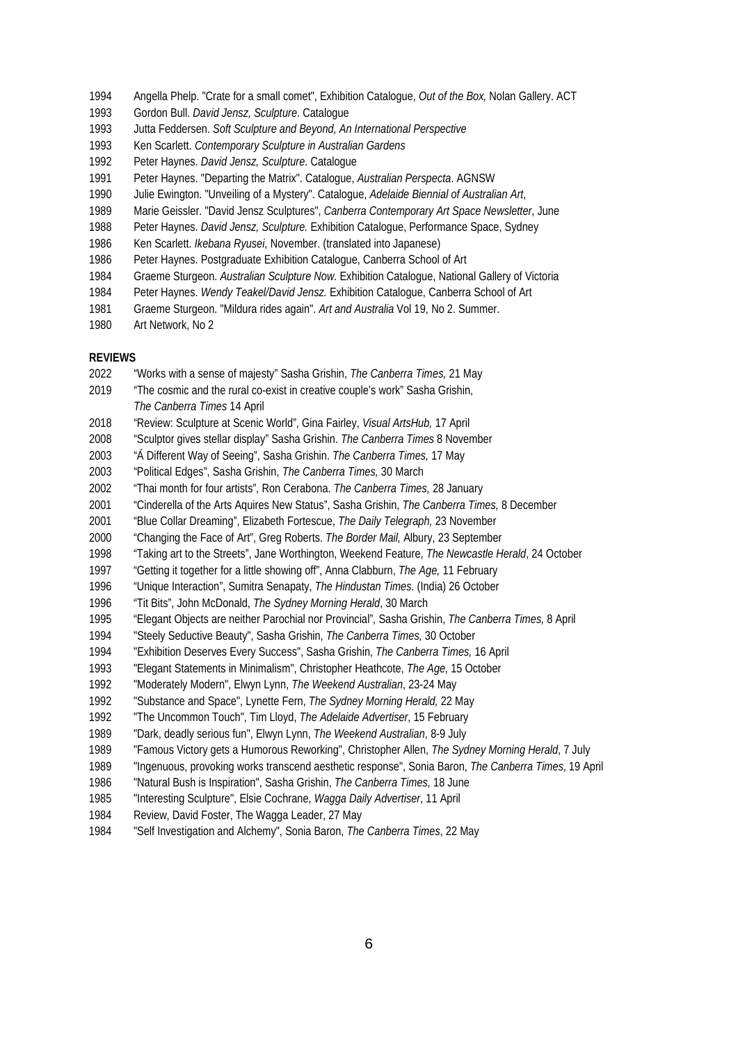1994 Angella Phelp. "Crate for a small comet", Exhibition Catalogue, *Out of the Box,* Nolan Gallery. ACT

1993 Gordon Bull. *David Jensz, Sculpture*. Catalogue

1993 Jutta Feddersen. *Soft Sculpture and Beyond, An International Perspective*

1993 Ken Scarlett. *Contemporary Sculpture in Australian Gardens*

1992 Peter Haynes. *David Jensz, Sculpture*. Catalogue

1991 Peter Haynes. "Departing the Matrix". Catalogue, *Australian Perspecta*. AGNSW

1990 Julie Ewington. "Unveiling of a Mystery". Catalogue, *Adelaide Biennial of Australian Art*,

1989 Marie Geissler. "David Jensz Sculptures", *Canberra Contemporary Art Space Newsletter*, June

1988 Peter Haynes. *David Jensz, Sculpture.* Exhibition Catalogue, Performance Space, Sydney

1986 Ken Scarlett. *Ikebana Ryusei*, November. (translated into Japanese)

1986 Peter Haynes. Postgraduate Exhibition Catalogue, Canberra School of Art

1984 Graeme Sturgeon. *Australian Sculpture Now.* Exhibition Catalogue, National Gallery of Victoria

1984 Peter Haynes. *Wendy Teakel/David Jensz.* Exhibition Catalogue, Canberra School of Art

1981 Graeme Sturgeon. "Mildura rides again". *Art and Australia* Vol 19, No 2. Summer.

1980 Art Network, No 2

**REVIEWS**

2022 "Works with a sense of majesty" Sasha Grishin, *The Canberra Times,* 21 May

2019 "The cosmic and the rural co-exist in creative couple's work" Sasha Grishin, *The Canberra Times* 14 April

2018 "Review: Sculpture at Scenic World", Gina Fairley, *Visual ArtsHub,* 17 April

2008 "Sculptor gives stellar display" Sasha Grishin. *The Canberra Times* 8 November

2003 "Á Different Way of Seeing", Sasha Grishin. *The Canberra Times,* 17 May

2003 "Political Edges", Sasha Grishin, *The Canberra Times,* 30 March

2002 "Thai month for four artists", Ron Cerabona. *The Canberra Times,* 28 January

2001 "Cinderella of the Arts Aquires New Status", Sasha Grishin, *The Canberra Times,* 8 December

2001 "Blue Collar Dreaming", Elizabeth Fortescue, *The Daily Telegraph,* 23 November

2000 "Changing the Face of Art", Greg Roberts. *The Border Mail,* Albury, 23 September

1998 "Taking art to the Streets", Jane Worthington, Weekend Feature, *The Newcastle Herald*, 24 October

1997 "Getting it together for a little showing off", Anna Clabburn, *The Age,* 11 February

1996 "Unique Interaction", Sumitra Senapaty, *The Hindustan Times.* (India) 26 October

1996 "Tit Bits", John McDonald, *The Sydney Morning Herald*, 30 March

1995 "Elegant Objects are neither Parochial nor Provincial", Sasha Grishin, *The Canberra Times,* 8 April

1994 "Steely Seductive Beauty", Sasha Grishin, *The Canberra Times,* 30 October

1994 "Exhibition Deserves Every Success", Sasha Grishin, *The Canberra Times,* 16 April

1993 "Elegant Statements in Minimalism", Christopher Heathcote, *The Age,* 15 October

1992 "Moderately Modern", Elwyn Lynn, *The Weekend Australian*, 23-24 May

1992 "Substance and Space", Lynette Fern, *The Sydney Morning Herald,* 22 May

1992 "The Uncommon Touch", Tim Lloyd, *The Adelaide Advertiser*, 15 February

1989 "Dark, deadly serious fun", Elwyn Lynn, *The Weekend Australian*, 8-9 July

1989 "Famous Victory gets a Humorous Reworking", Christopher Allen, *The Sydney Morning Herald*, 7 July

1989 "Ingenuous, provoking works transcend aesthetic response", Sonia Baron, *The Canberra Times*, 19 April

1986 "Natural Bush is Inspiration", Sasha Grishin, *The Canberra Times,* 18 June

1985 "Interesting Sculpture", Elsie Cochrane, *Wagga Daily Advertiser*, 11 April

1984 Review, David Foster, The Wagga Leader, 27 May

1984 "Self Investigation and Alchemy", Sonia Baron, *The Canberra Times*, 22 May